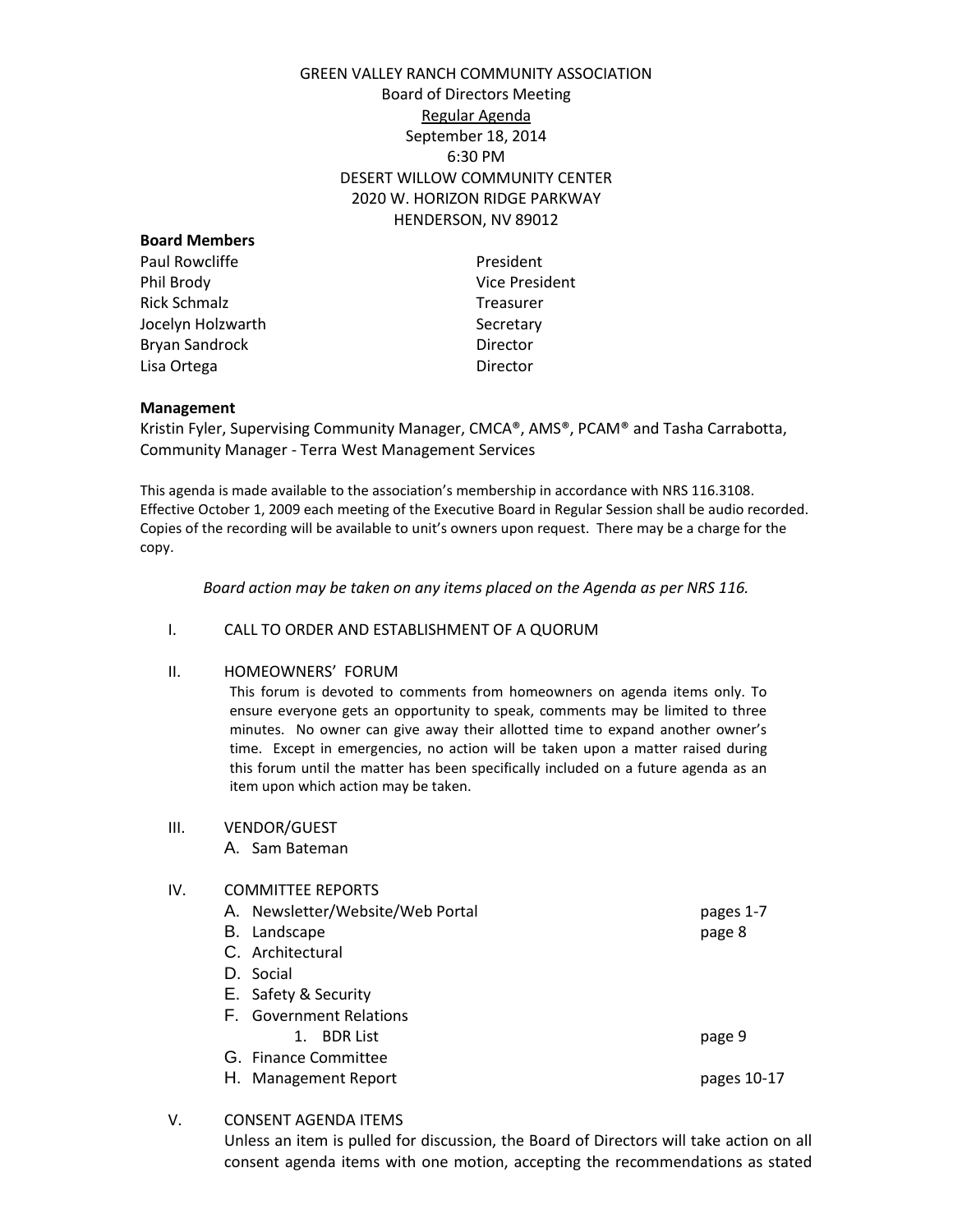# GREEN VALLEY RANCH COMMUNITY ASSOCIATION

Board of Directors Meeting

Regular Agenda

September 18, 2014

6:30 PM

DESERT WILLOW COMMUNITY CENTER

2020 W. HORIZON RIDGE PARKWAY

HENDERSON, NV 89012

**Board Members**

| | |
|---|---|
| Paul Rowcliffe | President |
| Phil Brody | Vice President |
| Rick Schmalz | Treasurer |
| Jocelyn Holzwarth | Secretary |
| Bryan Sandrock | Director |
| Lisa Ortega | Director |

**Management**

Kristin Fyler, Supervising Community Manager, CMCA®, AMS®, PCAM® and Tasha Carrabotta, Community Manager - Terra West Management Services

This agenda is made available to the association's membership in accordance with NRS 116.3108. Effective October 1, 2009 each meeting of the Executive Board in Regular Session shall be audio recorded. Copies of the recording will be available to unit's owners upon request. There may be a charge for the copy.

*Board action may be taken on any items placed on the Agenda as per NRS 116.*

I. CALL TO ORDER AND ESTABLISHMENT OF A QUORUM

II. HOMEOWNERS' FORUM

This forum is devoted to comments from homeowners on agenda items only. To ensure everyone gets an opportunity to speak, comments may be limited to three minutes. No owner can give away their allotted time to expand another owner's time. Except in emergencies, no action will be taken upon a matter raised during this forum until the matter has been specifically included on a future agenda as an item upon which action may be taken.

III. VENDOR/GUEST

A. Sam Bateman

IV. COMMITTEE REPORTS

A. Newsletter/Website/Web Portal — pages 1-7
B. Landscape — page 8
C. Architectural
D. Social
E. Safety & Security
F. Government Relations
   1. BDR List — page 9
G. Finance Committee
H. Management Report — pages 10-17

V. CONSENT AGENDA ITEMS

Unless an item is pulled for discussion, the Board of Directors will take action on all consent agenda items with one motion, accepting the recommendations as stated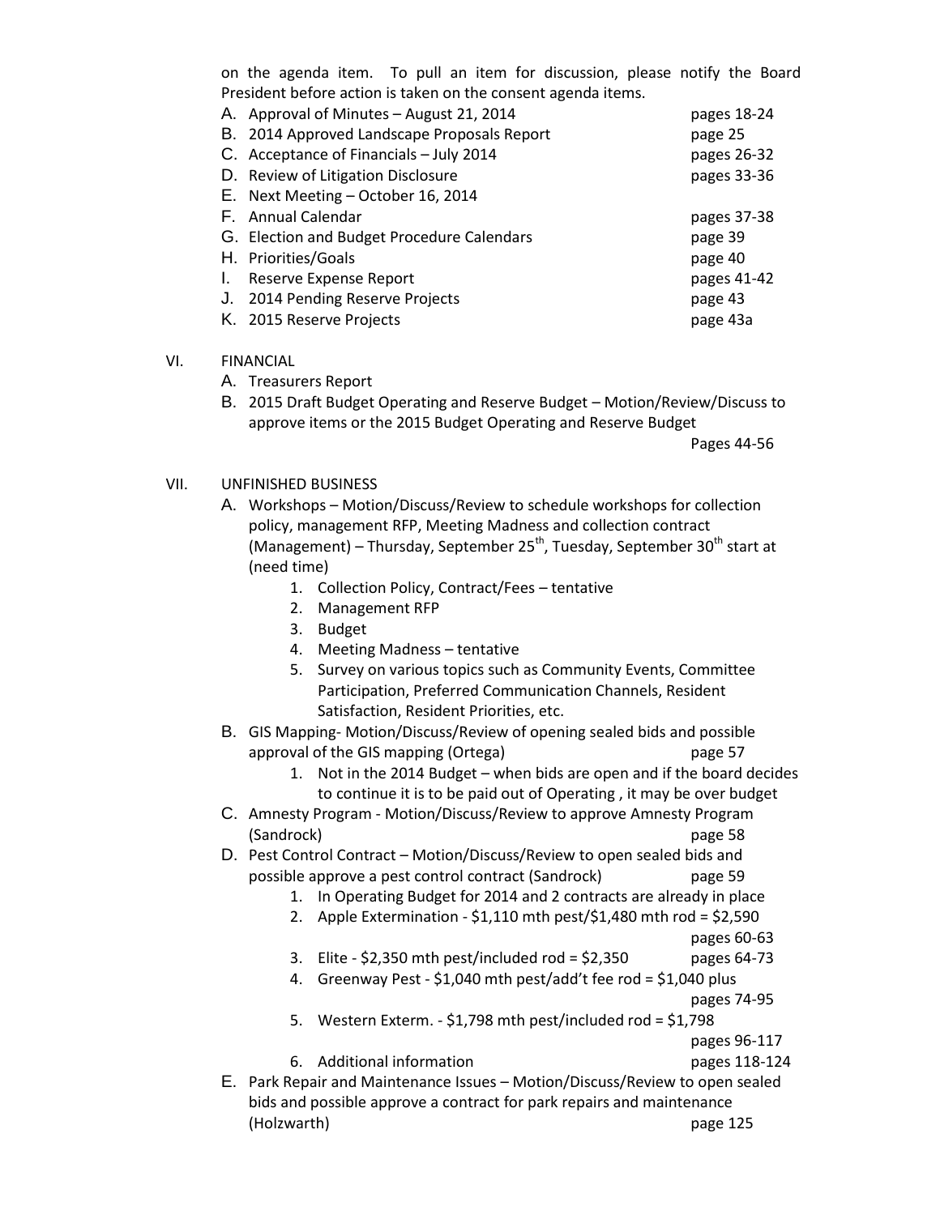on the agenda item. To pull an item for discussion, please notify the Board President before action is taken on the consent agenda items.

A. Approval of Minutes – August 21, 2014 — pages 18-24
B. 2014 Approved Landscape Proposals Report — page 25
C. Acceptance of Financials – July 2014 — pages 26-32
D. Review of Litigation Disclosure — pages 33-36
E. Next Meeting – October 16, 2014
F. Annual Calendar — pages 37-38
G. Election and Budget Procedure Calendars — page 39
H. Priorities/Goals — page 40
I. Reserve Expense Report — pages 41-42
J. 2014 Pending Reserve Projects — page 43
K. 2015 Reserve Projects — page 43a

VI. FINANCIAL

A. Treasurers Report
B. 2015 Draft Budget Operating and Reserve Budget – Motion/Review/Discuss to approve items or the 2015 Budget Operating and Reserve Budget — Pages 44-56

VII. UNFINISHED BUSINESS

A. Workshops – Motion/Discuss/Review to schedule workshops for collection policy, management RFP, Meeting Madness and collection contract (Management) – Thursday, September 25th, Tuesday, September 30th start at (need time)
   1. Collection Policy, Contract/Fees – tentative
   2. Management RFP
   3. Budget
   4. Meeting Madness – tentative
   5. Survey on various topics such as Community Events, Committee Participation, Preferred Communication Channels, Resident Satisfaction, Resident Priorities, etc.
B. GIS Mapping- Motion/Discuss/Review of opening sealed bids and possible approval of the GIS mapping (Ortega) — page 57
   1. Not in the 2014 Budget – when bids are open and if the board decides to continue it is to be paid out of Operating , it may be over budget
C. Amnesty Program - Motion/Discuss/Review to approve Amnesty Program (Sandrock) — page 58
D. Pest Control Contract – Motion/Discuss/Review to open sealed bids and possible approve a pest control contract (Sandrock) — page 59
   1. In Operating Budget for 2014 and 2 contracts are already in place
   2. Apple Extermination - $1,110 mth pest/$1,480 mth rod = $2,590 — pages 60-63
   3. Elite - $2,350 mth pest/included rod = $2,350 — pages 64-73
   4. Greenway Pest - $1,040 mth pest/add'l fee rod = $1,040 plus — pages 74-95
   5. Western Exterm. - $1,798 mth pest/included rod = $1,798 — pages 96-117
   6. Additional information — pages 118-124
E. Park Repair and Maintenance Issues – Motion/Discuss/Review to open sealed bids and possible approve a contract for park repairs and maintenance (Holzwarth) — page 125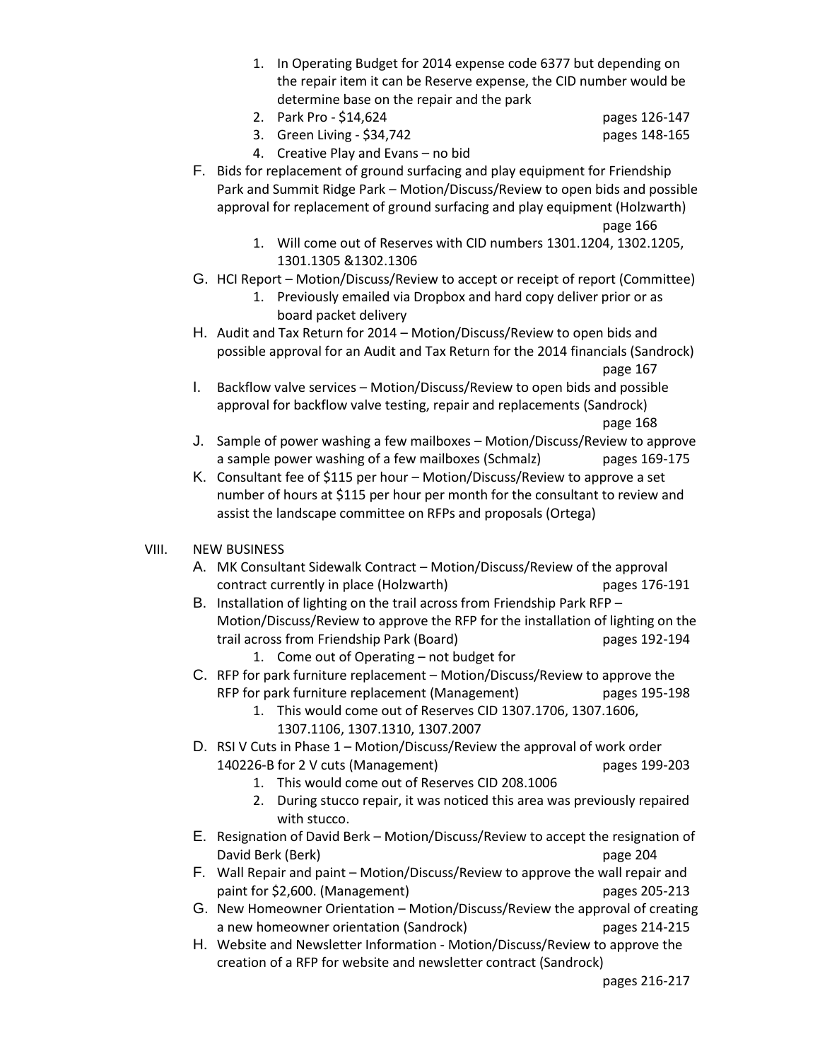1. In Operating Budget for 2014 expense code 6377 but depending on the repair item it can be Reserve expense, the CID number would be determine base on the repair and the park
2. Park Pro - $14,624 pages 126-147
3. Green Living - $34,742 pages 148-165
4. Creative Play and Evans – no bid

F. Bids for replacement of ground surfacing and play equipment for Friendship Park and Summit Ridge Park – Motion/Discuss/Review to open bids and possible approval for replacement of ground surfacing and play equipment (Holzwarth) page 166
   1. Will come out of Reserves with CID numbers 1301.1204, 1302.1205, 1301.1305 &1302.1306

G. HCI Report – Motion/Discuss/Review to accept or receipt of report (Committee)
   1. Previously emailed via Dropbox and hard copy deliver prior or as board packet delivery

H. Audit and Tax Return for 2014 – Motion/Discuss/Review to open bids and possible approval for an Audit and Tax Return for the 2014 financials (Sandrock) page 167

I. Backflow valve services – Motion/Discuss/Review to open bids and possible approval for backflow valve testing, repair and replacements (Sandrock) page 168

J. Sample of power washing a few mailboxes – Motion/Discuss/Review to approve a sample power washing of a few mailboxes (Schmalz) pages 169-175

K. Consultant fee of $115 per hour – Motion/Discuss/Review to approve a set number of hours at $115 per hour per month for the consultant to review and assist the landscape committee on RFPs and proposals (Ortega)

VIII. NEW BUSINESS

A. MK Consultant Sidewalk Contract – Motion/Discuss/Review of the approval contract currently in place (Holzwarth) pages 176-191

B. Installation of lighting on the trail across from Friendship Park RFP – Motion/Discuss/Review to approve the RFP for the installation of lighting on the trail across from Friendship Park (Board) pages 192-194
   1. Come out of Operating – not budget for

C. RFP for park furniture replacement – Motion/Discuss/Review to approve the RFP for park furniture replacement (Management) pages 195-198
   1. This would come out of Reserves CID 1307.1706, 1307.1606, 1307.1106, 1307.1310, 1307.2007

D. RSI V Cuts in Phase 1 – Motion/Discuss/Review the approval of work order 140226-B for 2 V cuts (Management) pages 199-203
   1. This would come out of Reserves CID 208.1006
   2. During stucco repair, it was noticed this area was previously repaired with stucco.

E. Resignation of David Berk – Motion/Discuss/Review to accept the resignation of David Berk (Berk) page 204

F. Wall Repair and paint – Motion/Discuss/Review to approve the wall repair and paint for $2,600. (Management) pages 205-213

G. New Homeowner Orientation – Motion/Discuss/Review the approval of creating a new homeowner orientation (Sandrock) pages 214-215

H. Website and Newsletter Information - Motion/Discuss/Review to approve the creation of a RFP for website and newsletter contract (Sandrock) pages 216-217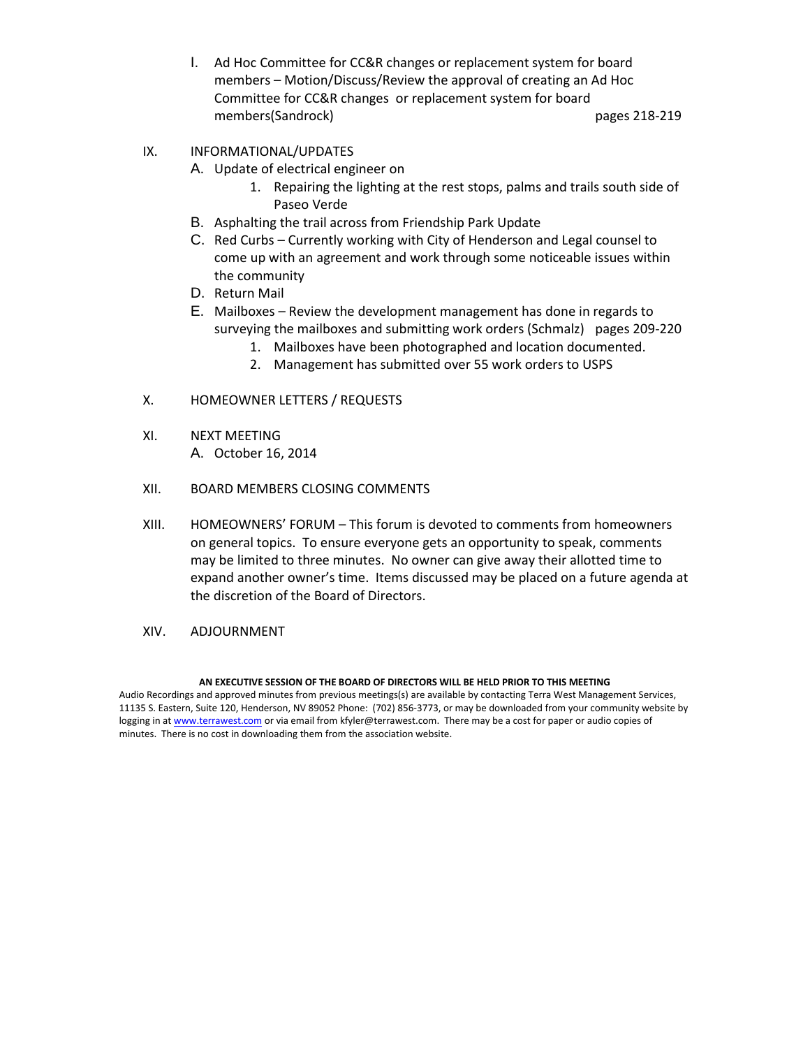I. Ad Hoc Committee for CC&R changes or replacement system for board members – Motion/Discuss/Review the approval of creating an Ad Hoc Committee for CC&R changes or replacement system for board members(Sandrock) pages 218-219

IX. INFORMATIONAL/UPDATES

A. Update of electrical engineer on
   1. Repairing the lighting at the rest stops, palms and trails south side of Paseo Verde

B. Asphalting the trail across from Friendship Park Update

C. Red Curbs – Currently working with City of Henderson and Legal counsel to come up with an agreement and work through some noticeable issues within the community

D. Return Mail

E. Mailboxes – Review the development management has done in regards to surveying the mailboxes and submitting work orders (Schmalz) pages 209-220
   1. Mailboxes have been photographed and location documented.
   2. Management has submitted over 55 work orders to USPS

X. HOMEOWNER LETTERS / REQUESTS

XI. NEXT MEETING

A. October 16, 2014

XII. BOARD MEMBERS CLOSING COMMENTS

XIII. HOMEOWNERS' FORUM – This forum is devoted to comments from homeowners on general topics. To ensure everyone gets an opportunity to speak, comments may be limited to three minutes. No owner can give away their allotted time to expand another owner's time. Items discussed may be placed on a future agenda at the discretion of the Board of Directors.

XIV. ADJOURNMENT

**AN EXECUTIVE SESSION OF THE BOARD OF DIRECTORS WILL BE HELD PRIOR TO THIS MEETING**

Audio Recordings and approved minutes from previous meetings(s) are available by contacting Terra West Management Services, 11135 S. Eastern, Suite 120, Henderson, NV 89052 Phone: (702) 856-3773, or may be downloaded from your community website by logging in at www.terrawest.com or via email from kfyler@terrawest.com. There may be a cost for paper or audio copies of minutes. There is no cost in downloading them from the association website.